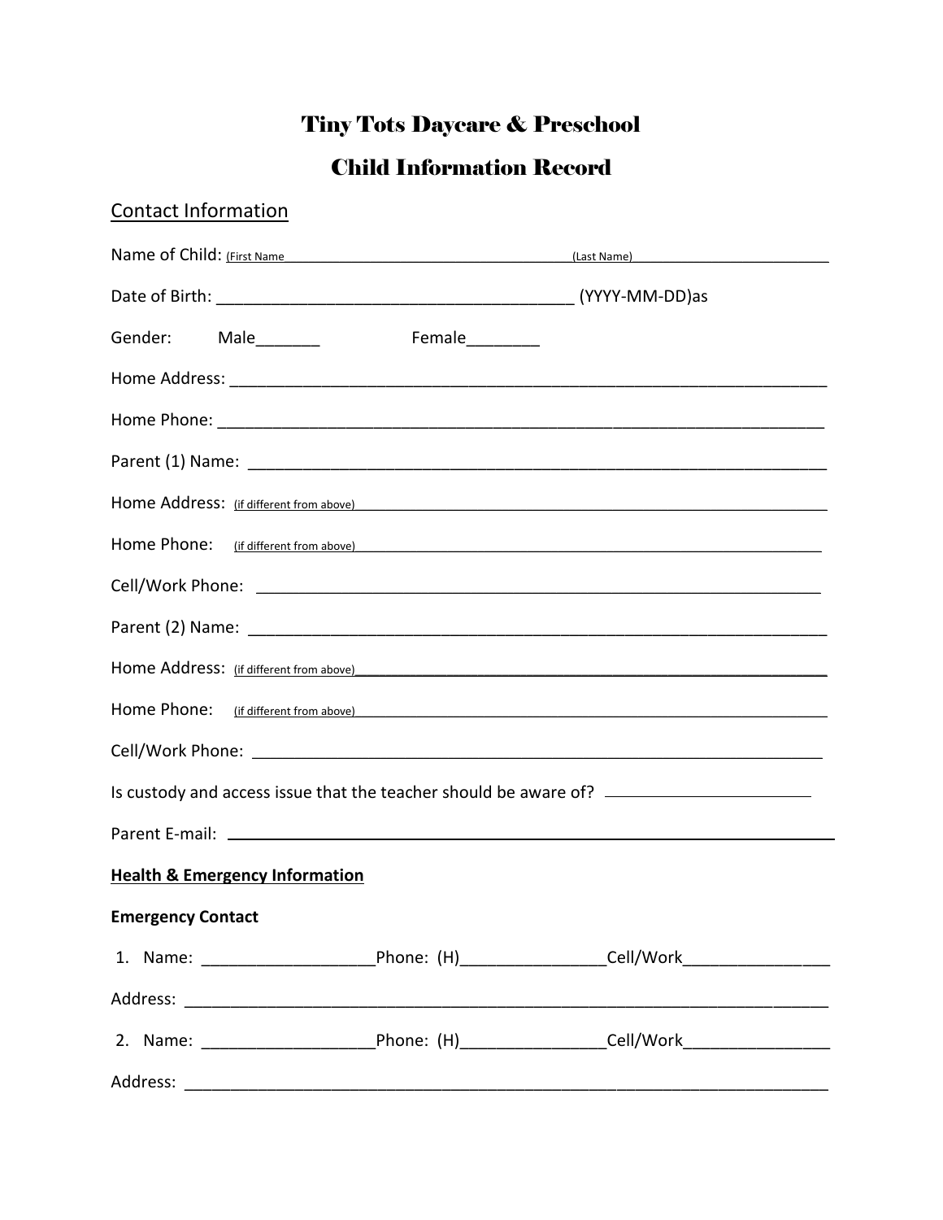# Tiny Tots Daycare & Preschool

# Child Information Record

## Contact Information

Name of Child: (First Name ______________________ (Last Name) ______________________

Date of Birth: ______________________ (YYYY-MM-DD)as

Gender: Male_______ Female________

Home Address: ______________________

Home Phone: ______________________

Parent (1) Name: ______________________

Home Address: (if different from above) ______________________

Home Phone: (if different from above) ______________________

Cell/Work Phone: ______________________

Parent (2) Name: ______________________

Home Address: (if different from above) ______________________

Home Phone: (if different from above) ______________________

Cell/Work Phone: ______________________

Is custody and access issue that the teacher should be aware of? ______________________

Parent E-mail: ______________________

**Health & Emergency Information**

**Emergency Contact**

1. Name: __________________Phone: (H)_______________Cell/Work________________

Address: ______________________

2. Name: __________________Phone: (H)_______________Cell/Work________________

Address: ______________________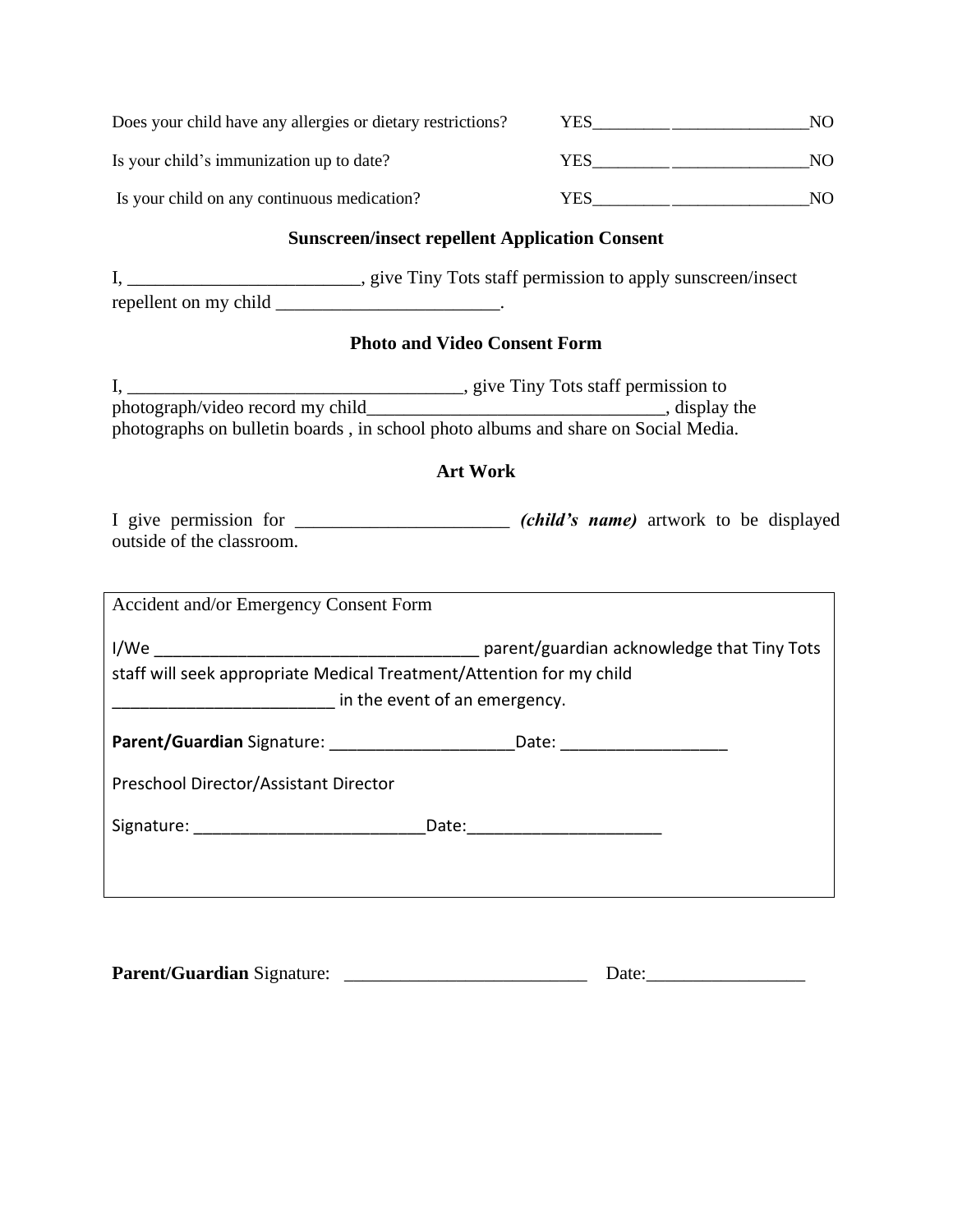Does your child have any allergies or dietary restrictions? YES_________ ________________NO

Is your child's immunization up to date? YES_________ ________________NO

Is your child on any continuous medication? YES_________ ________________NO

## Sunscreen/insect repellent Application Consent

I, _________________________, give Tiny Tots staff permission to apply sunscreen/insect repellent on my child ________________________.

## Photo and Video Consent Form

I, ____________________________________, give Tiny Tots staff permission to photograph/video record my child________________________________, display the photographs on bulletin boards , in school photo albums and share on Social Media.

## Art Work

I give permission for ______________________ ***(child's name)*** artwork to be displayed outside of the classroom.

Accident and/or Emergency Consent Form

I/We ____________________________________ parent/guardian acknowledge that Tiny Tots staff will seek appropriate Medical Treatment/Attention for my child ________________________ in the event of an emergency.

**Parent/Guardian** Signature: ____________________Date: __________________

Preschool Director/Assistant Director

Signature: _________________________Date:_____________________

**Parent/Guardian** Signature: __________________________ Date:_________________